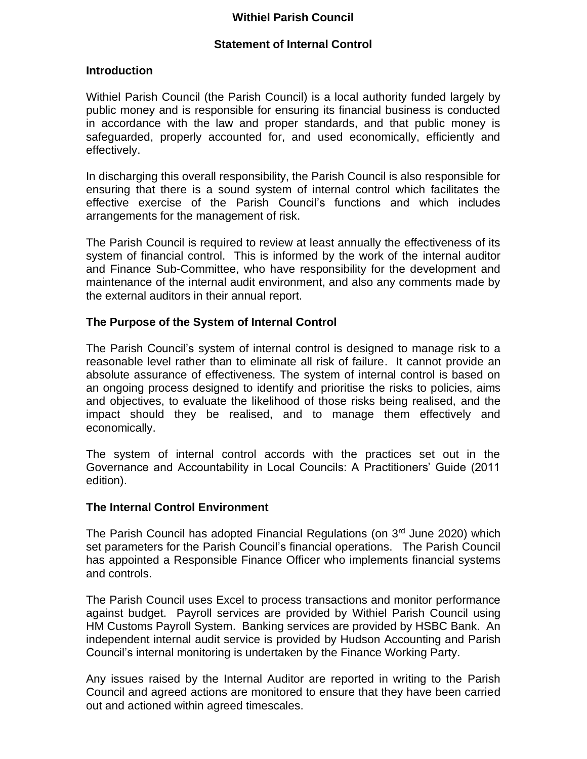# Withiel Parish Council

## Statement of Internal Control

### Introduction

Withiel Parish Council (the Parish Council) is a local authority funded largely by public money and is responsible for ensuring its financial business is conducted in accordance with the law and proper standards, and that public money is safeguarded, properly accounted for, and used economically, efficiently and effectively.

In discharging this overall responsibility, the Parish Council is also responsible for ensuring that there is a sound system of internal control which facilitates the effective exercise of the Parish Council's functions and which includes arrangements for the management of risk.

The Parish Council is required to review at least annually the effectiveness of its system of financial control. This is informed by the work of the internal auditor and Finance Sub-Committee, who have responsibility for the development and maintenance of the internal audit environment, and also any comments made by the external auditors in their annual report.

### The Purpose of the System of Internal Control

The Parish Council's system of internal control is designed to manage risk to a reasonable level rather than to eliminate all risk of failure. It cannot provide an absolute assurance of effectiveness. The system of internal control is based on an ongoing process designed to identify and prioritise the risks to policies, aims and objectives, to evaluate the likelihood of those risks being realised, and the impact should they be realised, and to manage them effectively and economically.

The system of internal control accords with the practices set out in the Governance and Accountability in Local Councils: A Practitioners' Guide (2011 edition).

### The Internal Control Environment

The Parish Council has adopted Financial Regulations (on 3rd June 2020) which set parameters for the Parish Council's financial operations. The Parish Council has appointed a Responsible Finance Officer who implements financial systems and controls.

The Parish Council uses Excel to process transactions and monitor performance against budget. Payroll services are provided by Withiel Parish Council using HM Customs Payroll System. Banking services are provided by HSBC Bank. An independent internal audit service is provided by Hudson Accounting and Parish Council's internal monitoring is undertaken by the Finance Working Party.

Any issues raised by the Internal Auditor are reported in writing to the Parish Council and agreed actions are monitored to ensure that they have been carried out and actioned within agreed timescales.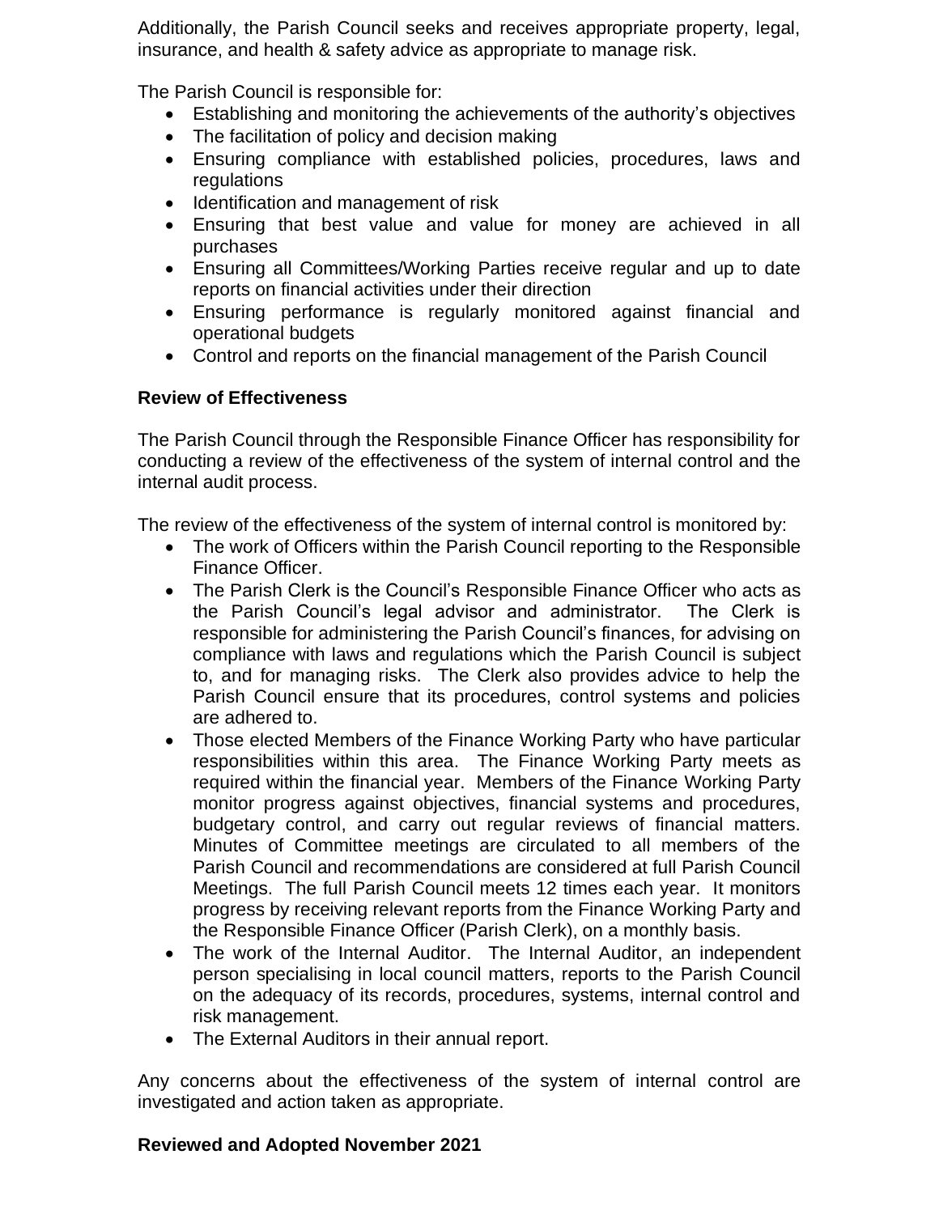Additionally, the Parish Council seeks and receives appropriate property, legal, insurance, and health & safety advice as appropriate to manage risk.

The Parish Council is responsible for:

- Establishing and monitoring the achievements of the authority's objectives
- The facilitation of policy and decision making
- Ensuring compliance with established policies, procedures, laws and regulations
- Identification and management of risk
- Ensuring that best value and value for money are achieved in all purchases
- Ensuring all Committees/Working Parties receive regular and up to date reports on financial activities under their direction
- Ensuring performance is regularly monitored against financial and operational budgets
- Control and reports on the financial management of the Parish Council

**Review of Effectiveness**

The Parish Council through the Responsible Finance Officer has responsibility for conducting a review of the effectiveness of the system of internal control and the internal audit process.

The review of the effectiveness of the system of internal control is monitored by:

- The work of Officers within the Parish Council reporting to the Responsible Finance Officer.
- The Parish Clerk is the Council's Responsible Finance Officer who acts as the Parish Council's legal advisor and administrator. The Clerk is responsible for administering the Parish Council's finances, for advising on compliance with laws and regulations which the Parish Council is subject to, and for managing risks. The Clerk also provides advice to help the Parish Council ensure that its procedures, control systems and policies are adhered to.
- Those elected Members of the Finance Working Party who have particular responsibilities within this area. The Finance Working Party meets as required within the financial year. Members of the Finance Working Party monitor progress against objectives, financial systems and procedures, budgetary control, and carry out regular reviews of financial matters. Minutes of Committee meetings are circulated to all members of the Parish Council and recommendations are considered at full Parish Council Meetings. The full Parish Council meets 12 times each year. It monitors progress by receiving relevant reports from the Finance Working Party and the Responsible Finance Officer (Parish Clerk), on a monthly basis.
- The work of the Internal Auditor. The Internal Auditor, an independent person specialising in local council matters, reports to the Parish Council on the adequacy of its records, procedures, systems, internal control and risk management.
- The External Auditors in their annual report.

Any concerns about the effectiveness of the system of internal control are investigated and action taken as appropriate.

**Reviewed and Adopted November 2021**